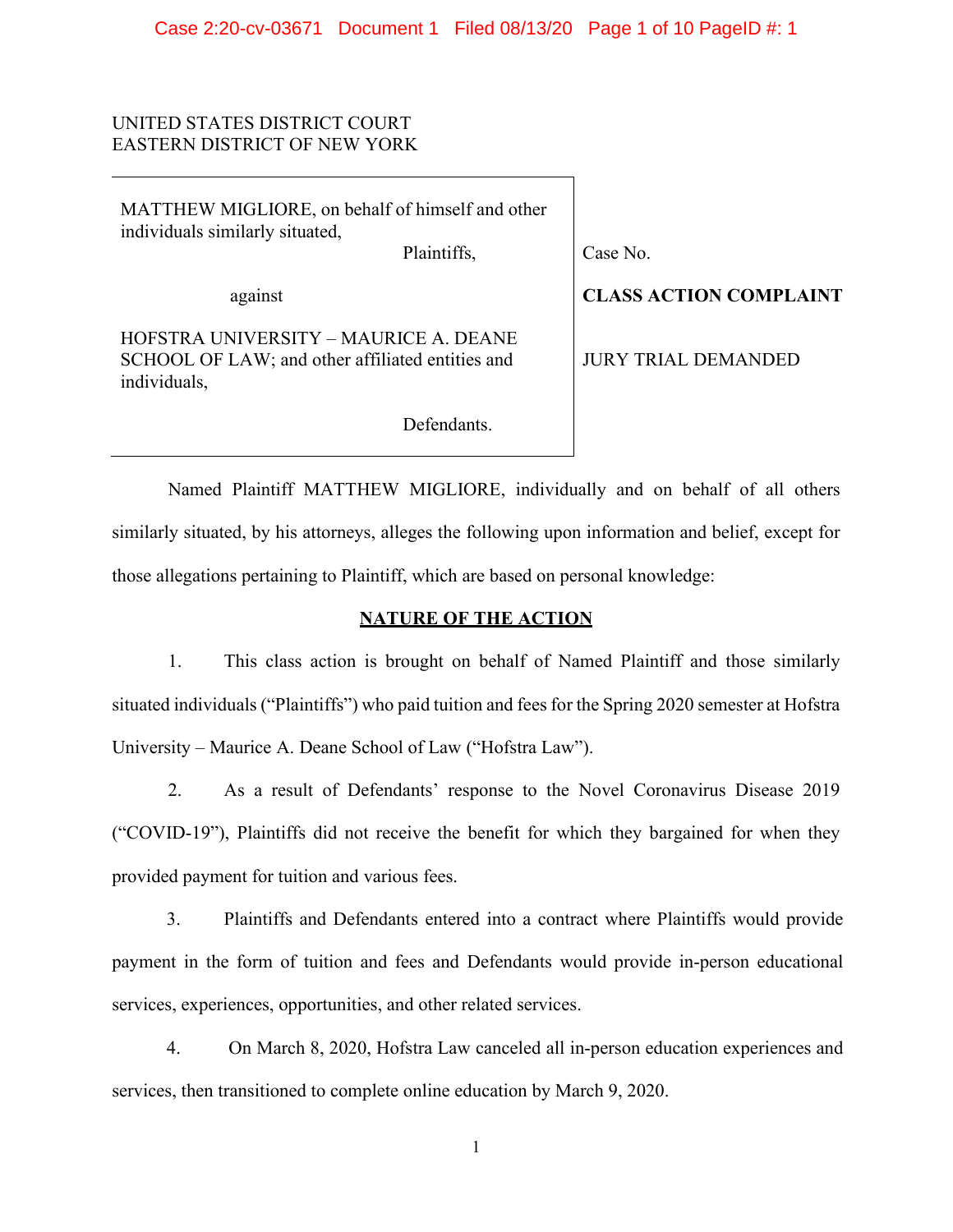UNITED STATES DISTRICT COURT
EASTERN DISTRICT OF NEW YORK

| | |
|---|---|
| MATTHEW MIGLIORE, on behalf of himself and other individuals similarly situated,<br>Plaintiffs, | Case No. |
| against | **CLASS ACTION COMPLAINT** |
| HOFSTRA UNIVERSITY – MAURICE A. DEANE SCHOOL OF LAW; and other affiliated entities and individuals,<br>Defendants. | JURY TRIAL DEMANDED |

Named Plaintiff MATTHEW MIGLIORE, individually and on behalf of all others similarly situated, by his attorneys, alleges the following upon information and belief, except for those allegations pertaining to Plaintiff, which are based on personal knowledge:

## NATURE OF THE ACTION

1. This class action is brought on behalf of Named Plaintiff and those similarly situated individuals ("Plaintiffs") who paid tuition and fees for the Spring 2020 semester at Hofstra University – Maurice A. Deane School of Law ("Hofstra Law").

2. As a result of Defendants' response to the Novel Coronavirus Disease 2019 ("COVID-19"), Plaintiffs did not receive the benefit for which they bargained for when they provided payment for tuition and various fees.

3. Plaintiffs and Defendants entered into a contract where Plaintiffs would provide payment in the form of tuition and fees and Defendants would provide in-person educational services, experiences, opportunities, and other related services.

4. On March 8, 2020, Hofstra Law canceled all in-person education experiences and services, then transitioned to complete online education by March 9, 2020.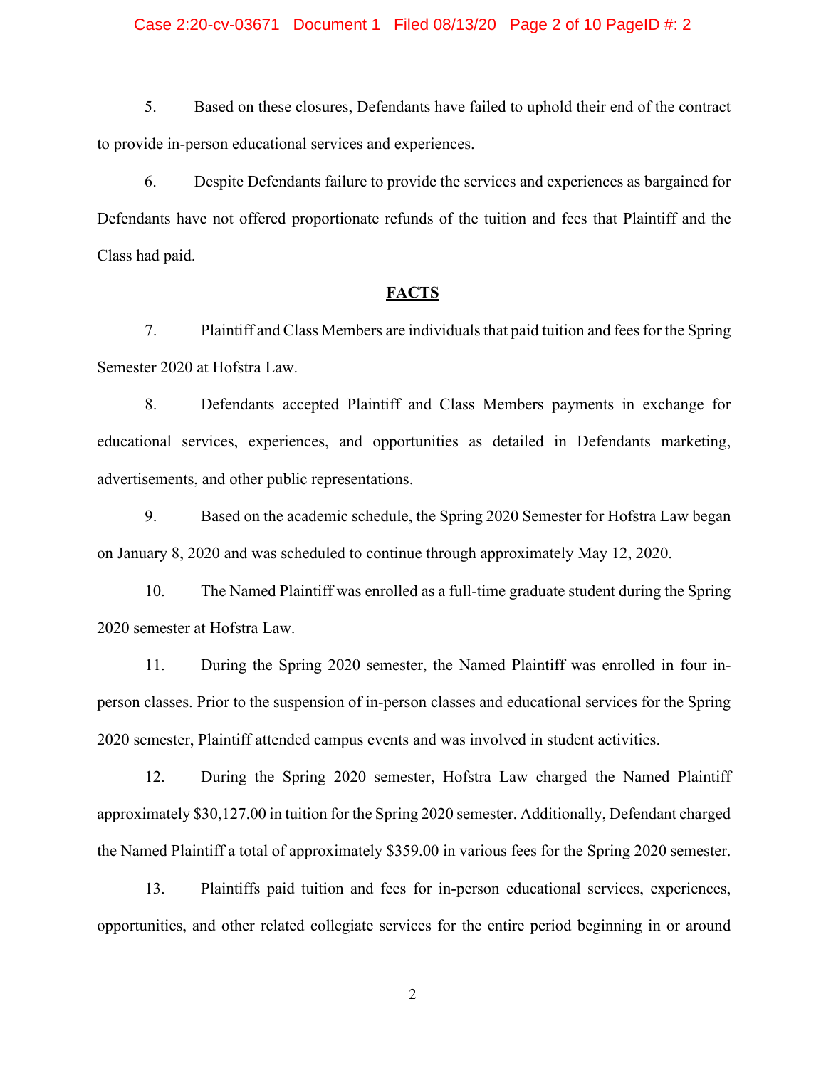5. Based on these closures, Defendants have failed to uphold their end of the contract to provide in-person educational services and experiences.

6. Despite Defendants failure to provide the services and experiences as bargained for Defendants have not offered proportionate refunds of the tuition and fees that Plaintiff and the Class had paid.

## FACTS

7. Plaintiff and Class Members are individuals that paid tuition and fees for the Spring Semester 2020 at Hofstra Law.

8. Defendants accepted Plaintiff and Class Members payments in exchange for educational services, experiences, and opportunities as detailed in Defendants marketing, advertisements, and other public representations.

9. Based on the academic schedule, the Spring 2020 Semester for Hofstra Law began on January 8, 2020 and was scheduled to continue through approximately May 12, 2020.

10. The Named Plaintiff was enrolled as a full-time graduate student during the Spring 2020 semester at Hofstra Law.

11. During the Spring 2020 semester, the Named Plaintiff was enrolled in four in-person classes. Prior to the suspension of in-person classes and educational services for the Spring 2020 semester, Plaintiff attended campus events and was involved in student activities.

12. During the Spring 2020 semester, Hofstra Law charged the Named Plaintiff approximately $30,127.00 in tuition for the Spring 2020 semester. Additionally, Defendant charged the Named Plaintiff a total of approximately $359.00 in various fees for the Spring 2020 semester.

13. Plaintiffs paid tuition and fees for in-person educational services, experiences, opportunities, and other related collegiate services for the entire period beginning in or around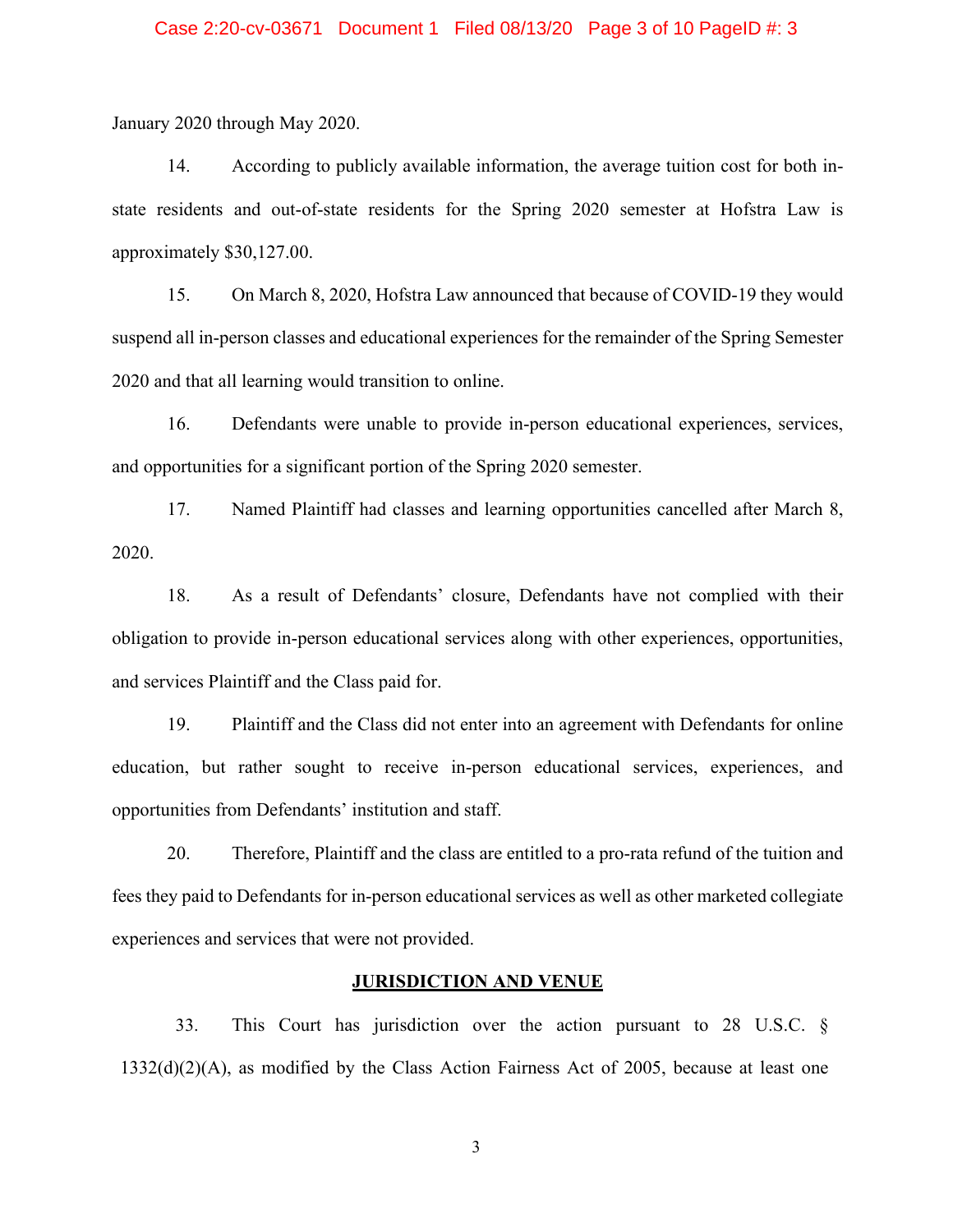January 2020 through May 2020.

14. According to publicly available information, the average tuition cost for both in-state residents and out-of-state residents for the Spring 2020 semester at Hofstra Law is approximately $30,127.00.

15. On March 8, 2020, Hofstra Law announced that because of COVID-19 they would suspend all in-person classes and educational experiences for the remainder of the Spring Semester 2020 and that all learning would transition to online.

16. Defendants were unable to provide in-person educational experiences, services, and opportunities for a significant portion of the Spring 2020 semester.

17. Named Plaintiff had classes and learning opportunities cancelled after March 8, 2020.

18. As a result of Defendants' closure, Defendants have not complied with their obligation to provide in-person educational services along with other experiences, opportunities, and services Plaintiff and the Class paid for.

19. Plaintiff and the Class did not enter into an agreement with Defendants for online education, but rather sought to receive in-person educational services, experiences, and opportunities from Defendants' institution and staff.

20. Therefore, Plaintiff and the class are entitled to a pro-rata refund of the tuition and fees they paid to Defendants for in-person educational services as well as other marketed collegiate experiences and services that were not provided.

## JURISDICTION AND VENUE

33. This Court has jurisdiction over the action pursuant to 28 U.S.C. § 1332(d)(2)(A), as modified by the Class Action Fairness Act of 2005, because at least one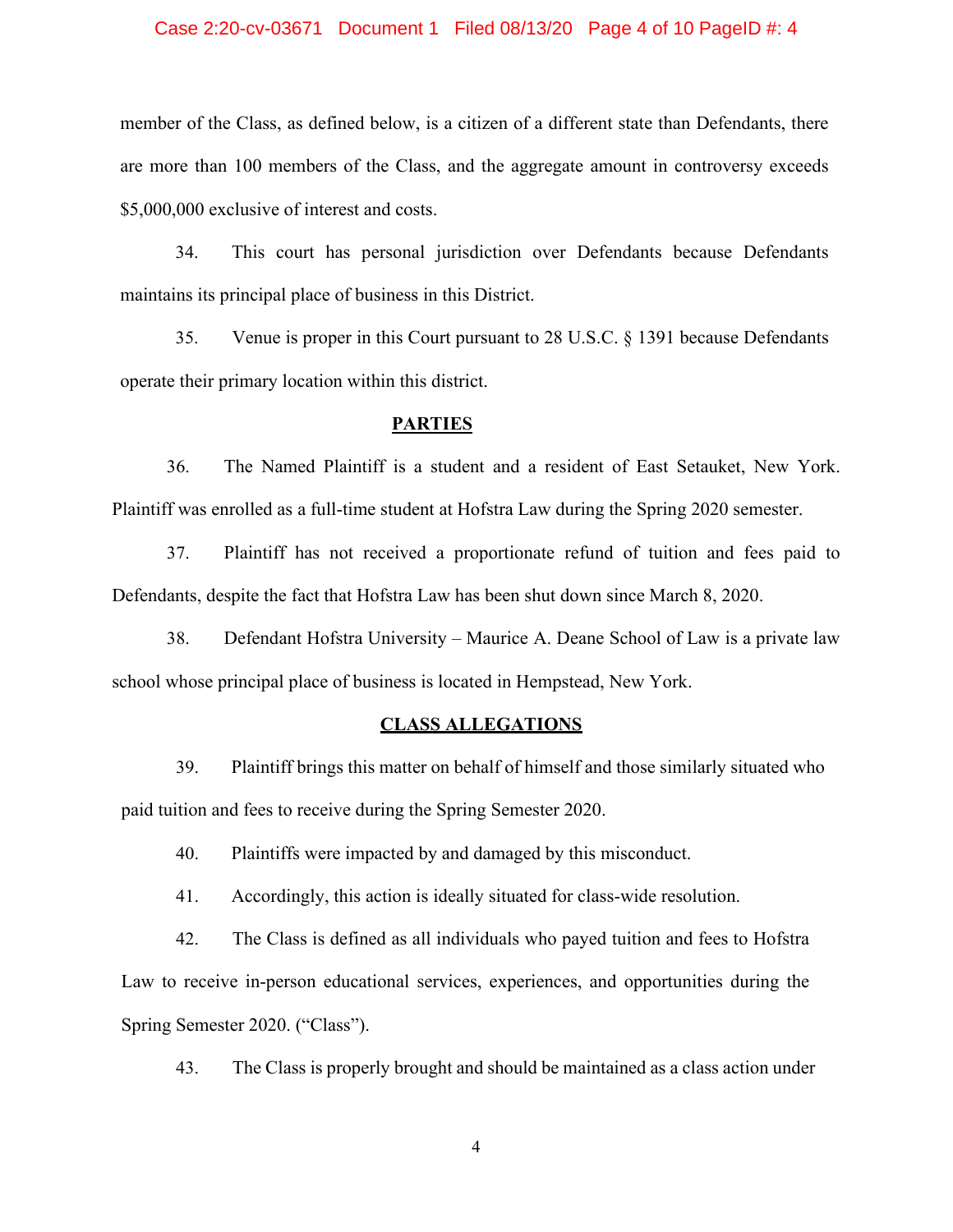member of the Class, as defined below, is a citizen of a different state than Defendants, there are more than 100 members of the Class, and the aggregate amount in controversy exceeds $5,000,000 exclusive of interest and costs.

34. This court has personal jurisdiction over Defendants because Defendants maintains its principal place of business in this District.

35. Venue is proper in this Court pursuant to 28 U.S.C. § 1391 because Defendants operate their primary location within this district.

## PARTIES

36. The Named Plaintiff is a student and a resident of East Setauket, New York. Plaintiff was enrolled as a full-time student at Hofstra Law during the Spring 2020 semester.

37. Plaintiff has not received a proportionate refund of tuition and fees paid to Defendants, despite the fact that Hofstra Law has been shut down since March 8, 2020.

38. Defendant Hofstra University – Maurice A. Deane School of Law is a private law school whose principal place of business is located in Hempstead, New York.

## CLASS ALLEGATIONS

39. Plaintiff brings this matter on behalf of himself and those similarly situated who paid tuition and fees to receive during the Spring Semester 2020.

40. Plaintiffs were impacted by and damaged by this misconduct.

41. Accordingly, this action is ideally situated for class-wide resolution.

42. The Class is defined as all individuals who payed tuition and fees to Hofstra Law to receive in-person educational services, experiences, and opportunities during the Spring Semester 2020. ("Class").

43. The Class is properly brought and should be maintained as a class action under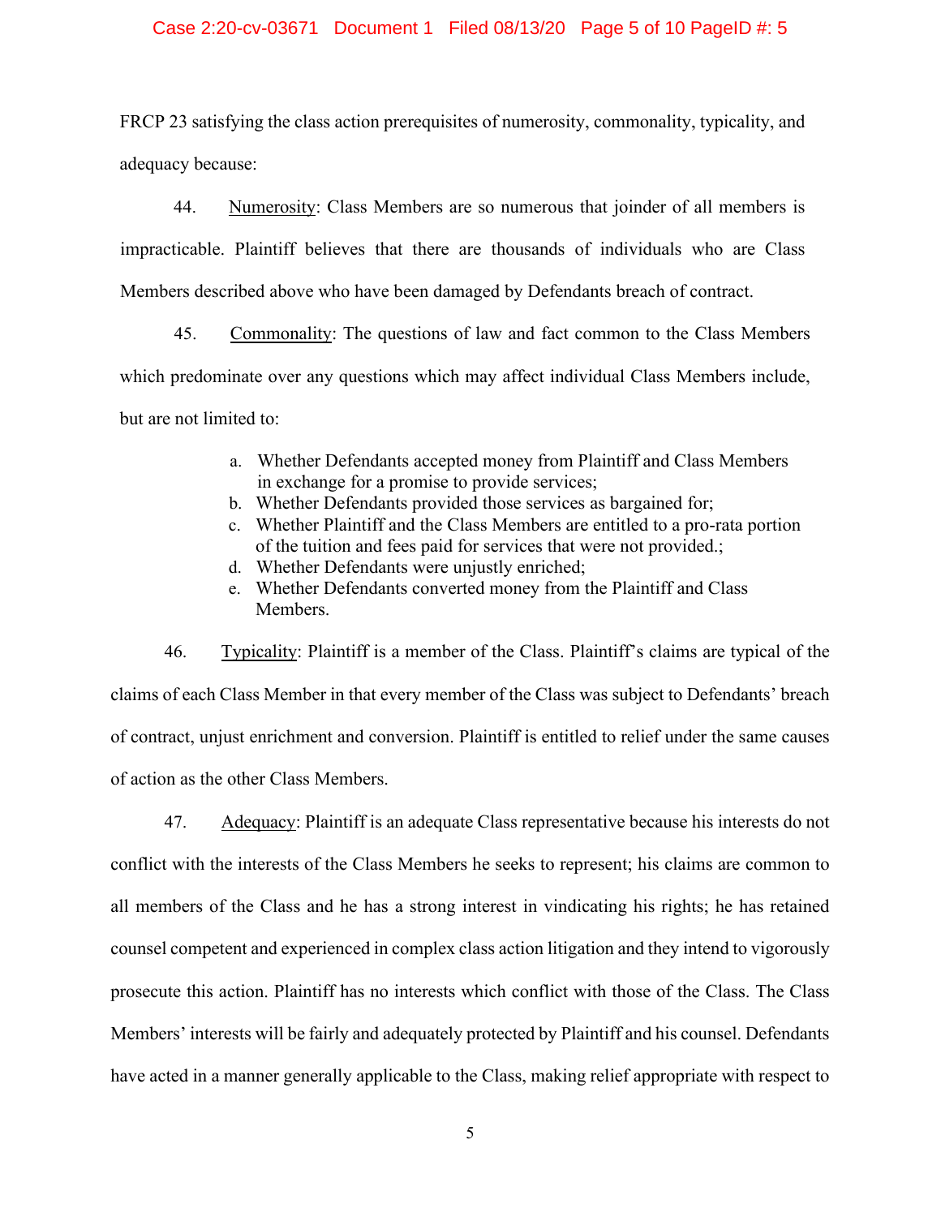FRCP 23 satisfying the class action prerequisites of numerosity, commonality, typicality, and adequacy because:

44. Numerosity: Class Members are so numerous that joinder of all members is impracticable. Plaintiff believes that there are thousands of individuals who are Class Members described above who have been damaged by Defendants breach of contract.

45. Commonality: The questions of law and fact common to the Class Members which predominate over any questions which may affect individual Class Members include, but are not limited to:

a. Whether Defendants accepted money from Plaintiff and Class Members in exchange for a promise to provide services;
b. Whether Defendants provided those services as bargained for;
c. Whether Plaintiff and the Class Members are entitled to a pro-rata portion of the tuition and fees paid for services that were not provided.;
d. Whether Defendants were unjustly enriched;
e. Whether Defendants converted money from the Plaintiff and Class Members.

46. Typicality: Plaintiff is a member of the Class. Plaintiff's claims are typical of the claims of each Class Member in that every member of the Class was subject to Defendants' breach of contract, unjust enrichment and conversion. Plaintiff is entitled to relief under the same causes of action as the other Class Members.

47. Adequacy: Plaintiff is an adequate Class representative because his interests do not conflict with the interests of the Class Members he seeks to represent; his claims are common to all members of the Class and he has a strong interest in vindicating his rights; he has retained counsel competent and experienced in complex class action litigation and they intend to vigorously prosecute this action. Plaintiff has no interests which conflict with those of the Class. The Class Members' interests will be fairly and adequately protected by Plaintiff and his counsel. Defendants have acted in a manner generally applicable to the Class, making relief appropriate with respect to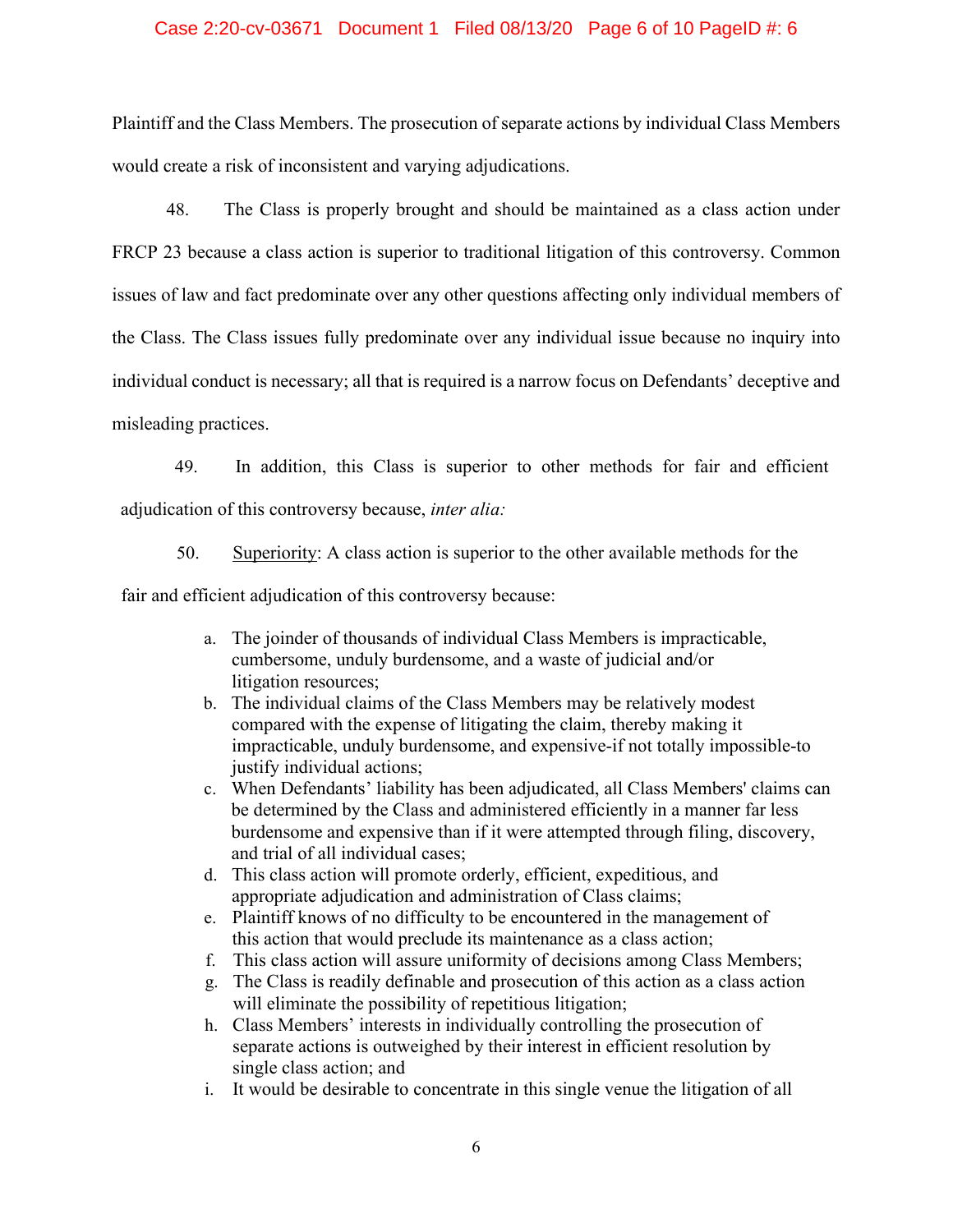Plaintiff and the Class Members. The prosecution of separate actions by individual Class Members would create a risk of inconsistent and varying adjudications.

48. The Class is properly brought and should be maintained as a class action under FRCP 23 because a class action is superior to traditional litigation of this controversy. Common issues of law and fact predominate over any other questions affecting only individual members of the Class. The Class issues fully predominate over any individual issue because no inquiry into individual conduct is necessary; all that is required is a narrow focus on Defendants' deceptive and misleading practices.

49. In addition, this Class is superior to other methods for fair and efficient adjudication of this controversy because, *inter alia:*

50. Superiority: A class action is superior to the other available methods for the fair and efficient adjudication of this controversy because:

a. The joinder of thousands of individual Class Members is impracticable, cumbersome, unduly burdensome, and a waste of judicial and/or litigation resources;
b. The individual claims of the Class Members may be relatively modest compared with the expense of litigating the claim, thereby making it impracticable, unduly burdensome, and expensive-if not totally impossible-to justify individual actions;
c. When Defendants' liability has been adjudicated, all Class Members' claims can be determined by the Class and administered efficiently in a manner far less burdensome and expensive than if it were attempted through filing, discovery, and trial of all individual cases;
d. This class action will promote orderly, efficient, expeditious, and appropriate adjudication and administration of Class claims;
e. Plaintiff knows of no difficulty to be encountered in the management of this action that would preclude its maintenance as a class action;
f. This class action will assure uniformity of decisions among Class Members;
g. The Class is readily definable and prosecution of this action as a class action will eliminate the possibility of repetitious litigation;
h. Class Members' interests in individually controlling the prosecution of separate actions is outweighed by their interest in efficient resolution by single class action; and
i. It would be desirable to concentrate in this single venue the litigation of all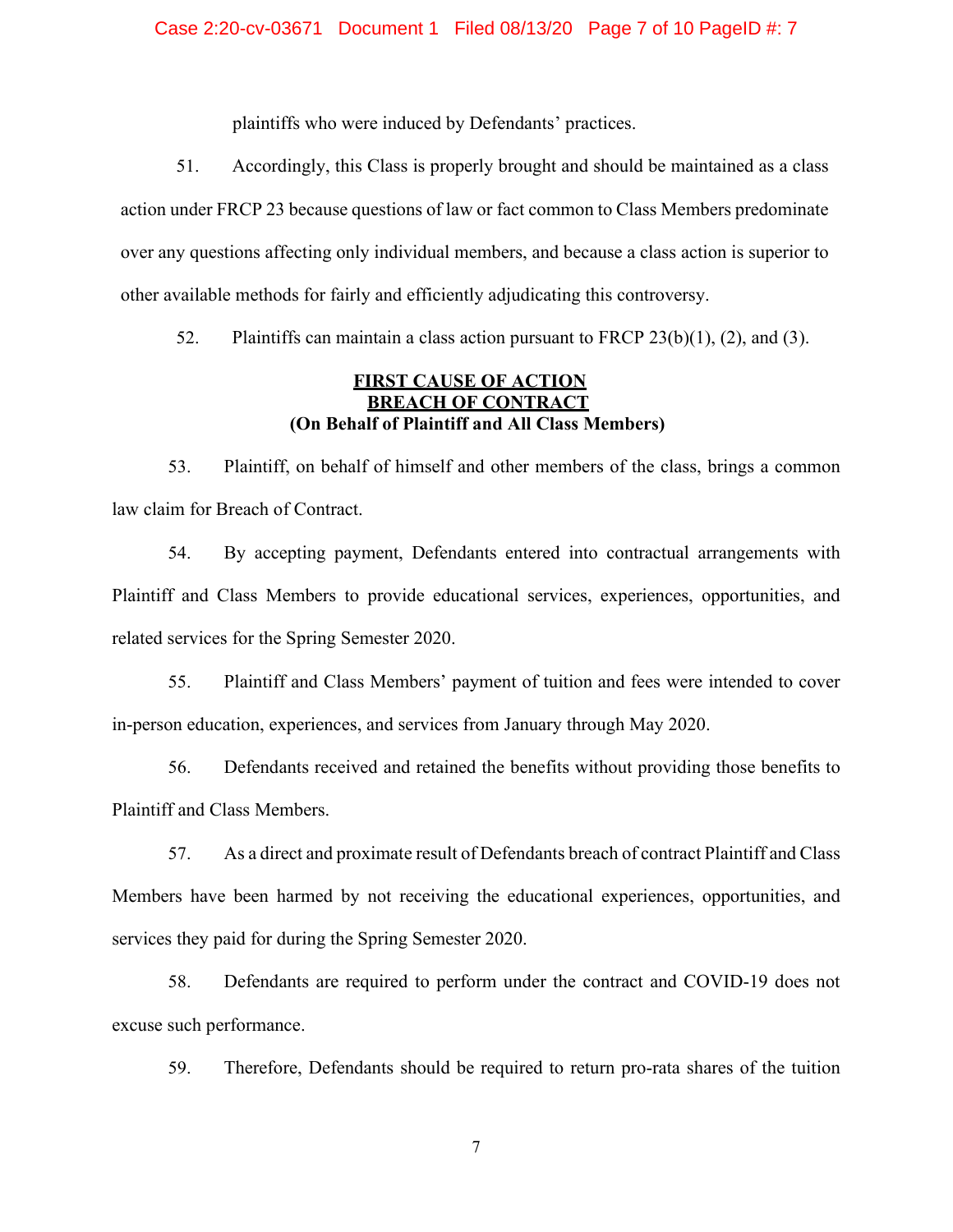plaintiffs who were induced by Defendants' practices.

51. Accordingly, this Class is properly brought and should be maintained as a class action under FRCP 23 because questions of law or fact common to Class Members predominate over any questions affecting only individual members, and because a class action is superior to other available methods for fairly and efficiently adjudicating this controversy.

52. Plaintiffs can maintain a class action pursuant to FRCP 23(b)(1), (2), and (3).

**FIRST CAUSE OF ACTION**
**BREACH OF CONTRACT**
**(On Behalf of Plaintiff and All Class Members)**

53. Plaintiff, on behalf of himself and other members of the class, brings a common law claim for Breach of Contract.

54. By accepting payment, Defendants entered into contractual arrangements with Plaintiff and Class Members to provide educational services, experiences, opportunities, and related services for the Spring Semester 2020.

55. Plaintiff and Class Members' payment of tuition and fees were intended to cover in-person education, experiences, and services from January through May 2020.

56. Defendants received and retained the benefits without providing those benefits to Plaintiff and Class Members.

57. As a direct and proximate result of Defendants breach of contract Plaintiff and Class Members have been harmed by not receiving the educational experiences, opportunities, and services they paid for during the Spring Semester 2020.

58. Defendants are required to perform under the contract and COVID-19 does not excuse such performance.

59. Therefore, Defendants should be required to return pro-rata shares of the tuition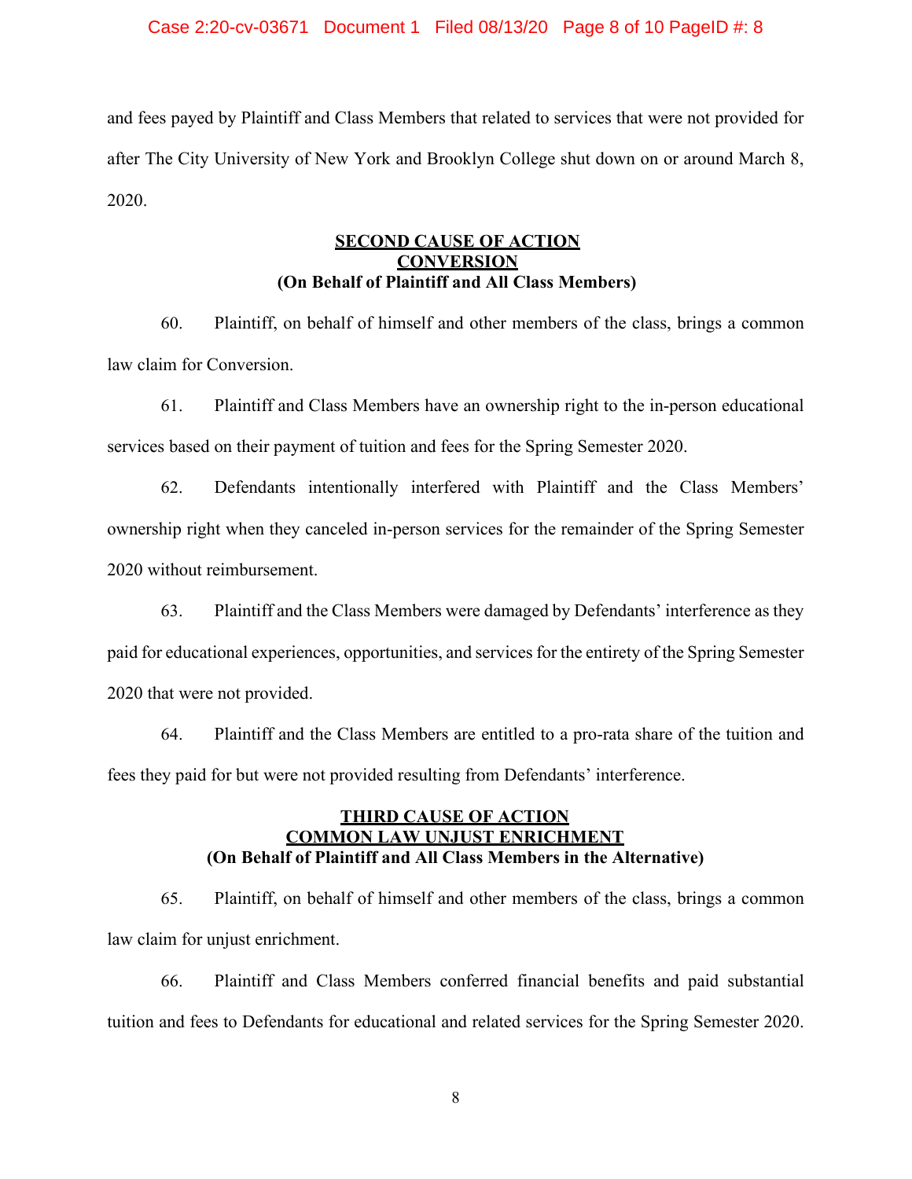and fees payed by Plaintiff and Class Members that related to services that were not provided for after The City University of New York and Brooklyn College shut down on or around March 8, 2020.

**SECOND CAUSE OF ACTION**
**CONVERSION**
**(On Behalf of Plaintiff and All Class Members)**

60. Plaintiff, on behalf of himself and other members of the class, brings a common law claim for Conversion.

61. Plaintiff and Class Members have an ownership right to the in-person educational services based on their payment of tuition and fees for the Spring Semester 2020.

62. Defendants intentionally interfered with Plaintiff and the Class Members' ownership right when they canceled in-person services for the remainder of the Spring Semester 2020 without reimbursement.

63. Plaintiff and the Class Members were damaged by Defendants' interference as they paid for educational experiences, opportunities, and services for the entirety of the Spring Semester 2020 that were not provided.

64. Plaintiff and the Class Members are entitled to a pro-rata share of the tuition and fees they paid for but were not provided resulting from Defendants' interference.

**THIRD CAUSE OF ACTION**
**COMMON LAW UNJUST ENRICHMENT**
**(On Behalf of Plaintiff and All Class Members in the Alternative)**

65. Plaintiff, on behalf of himself and other members of the class, brings a common law claim for unjust enrichment.

66. Plaintiff and Class Members conferred financial benefits and paid substantial tuition and fees to Defendants for educational and related services for the Spring Semester 2020.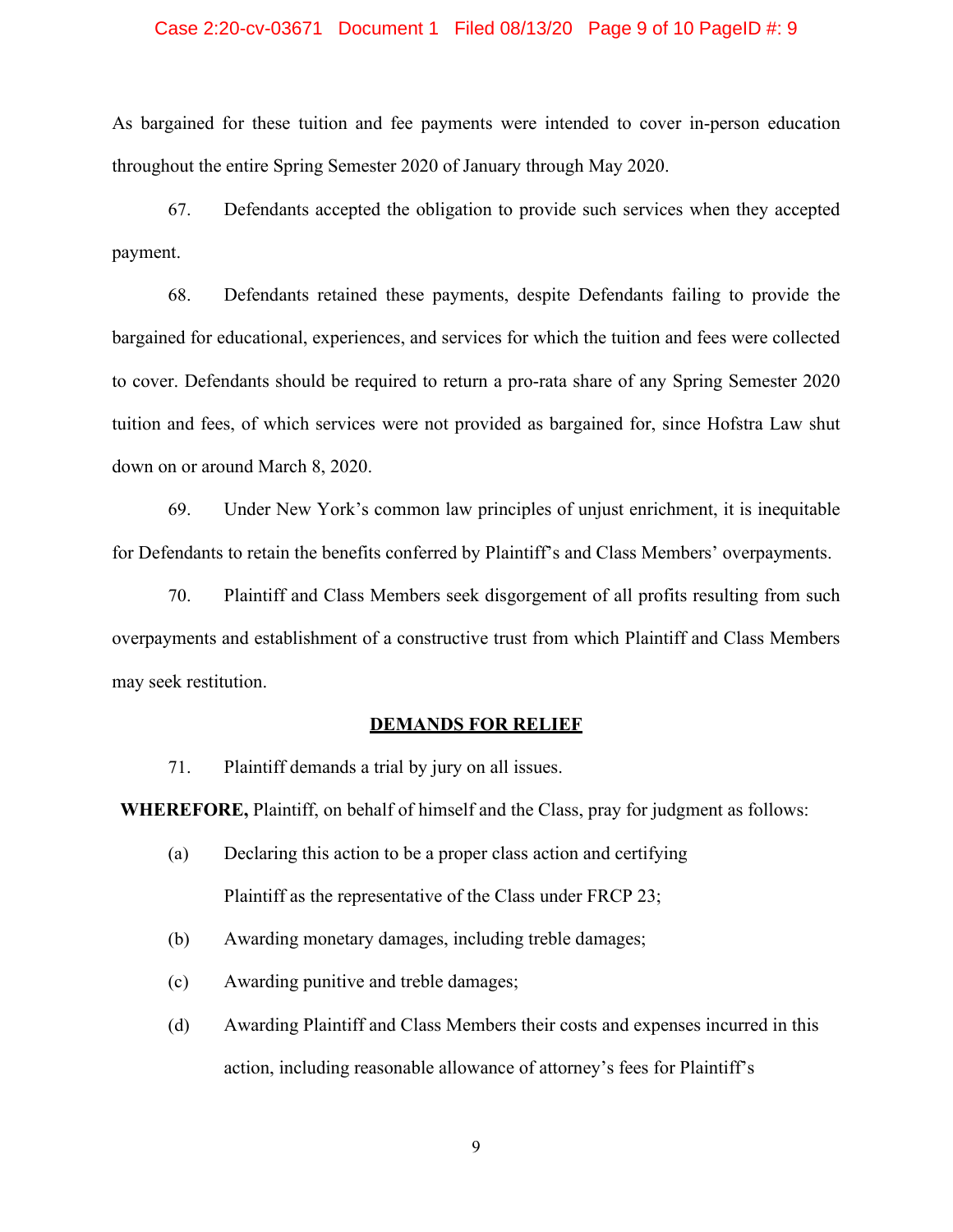As bargained for these tuition and fee payments were intended to cover in-person education throughout the entire Spring Semester 2020 of January through May 2020.

67. Defendants accepted the obligation to provide such services when they accepted payment.

68. Defendants retained these payments, despite Defendants failing to provide the bargained for educational, experiences, and services for which the tuition and fees were collected to cover. Defendants should be required to return a pro-rata share of any Spring Semester 2020 tuition and fees, of which services were not provided as bargained for, since Hofstra Law shut down on or around March 8, 2020.

69. Under New York's common law principles of unjust enrichment, it is inequitable for Defendants to retain the benefits conferred by Plaintiff's and Class Members' overpayments.

70. Plaintiff and Class Members seek disgorgement of all profits resulting from such overpayments and establishment of a constructive trust from which Plaintiff and Class Members may seek restitution.

## DEMANDS FOR RELIEF

71. Plaintiff demands a trial by jury on all issues.

**WHEREFORE,** Plaintiff, on behalf of himself and the Class, pray for judgment as follows:

(a) Declaring this action to be a proper class action and certifying Plaintiff as the representative of the Class under FRCP 23;

(b) Awarding monetary damages, including treble damages;

(c) Awarding punitive and treble damages;

(d) Awarding Plaintiff and Class Members their costs and expenses incurred in this action, including reasonable allowance of attorney's fees for Plaintiff's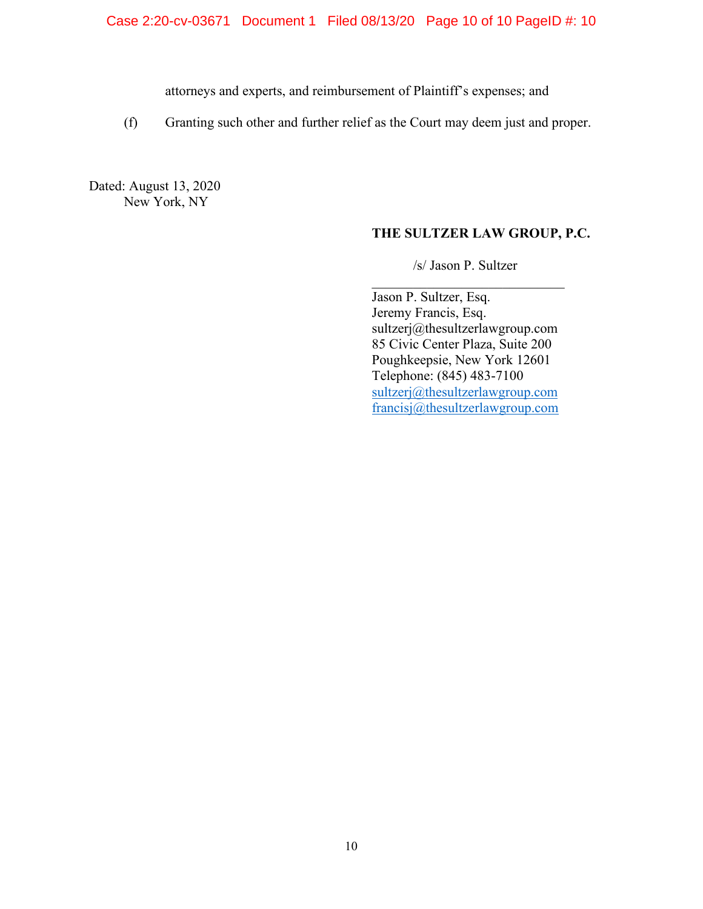attorneys and experts, and reimbursement of Plaintiff's expenses; and

(f) Granting such other and further relief as the Court may deem just and proper.

Dated: August 13, 2020
New York, NY

**THE SULTZER LAW GROUP, P.C.**

/s/ Jason P. Sultzer

Jason P. Sultzer, Esq.
Jeremy Francis, Esq.
sultzerj@thesultzerlawgroup.com
85 Civic Center Plaza, Suite 200
Poughkeepsie, New York 12601
Telephone: (845) 483-7100
sultzerj@thesultzerlawgroup.com
francisj@thesultzerlawgroup.com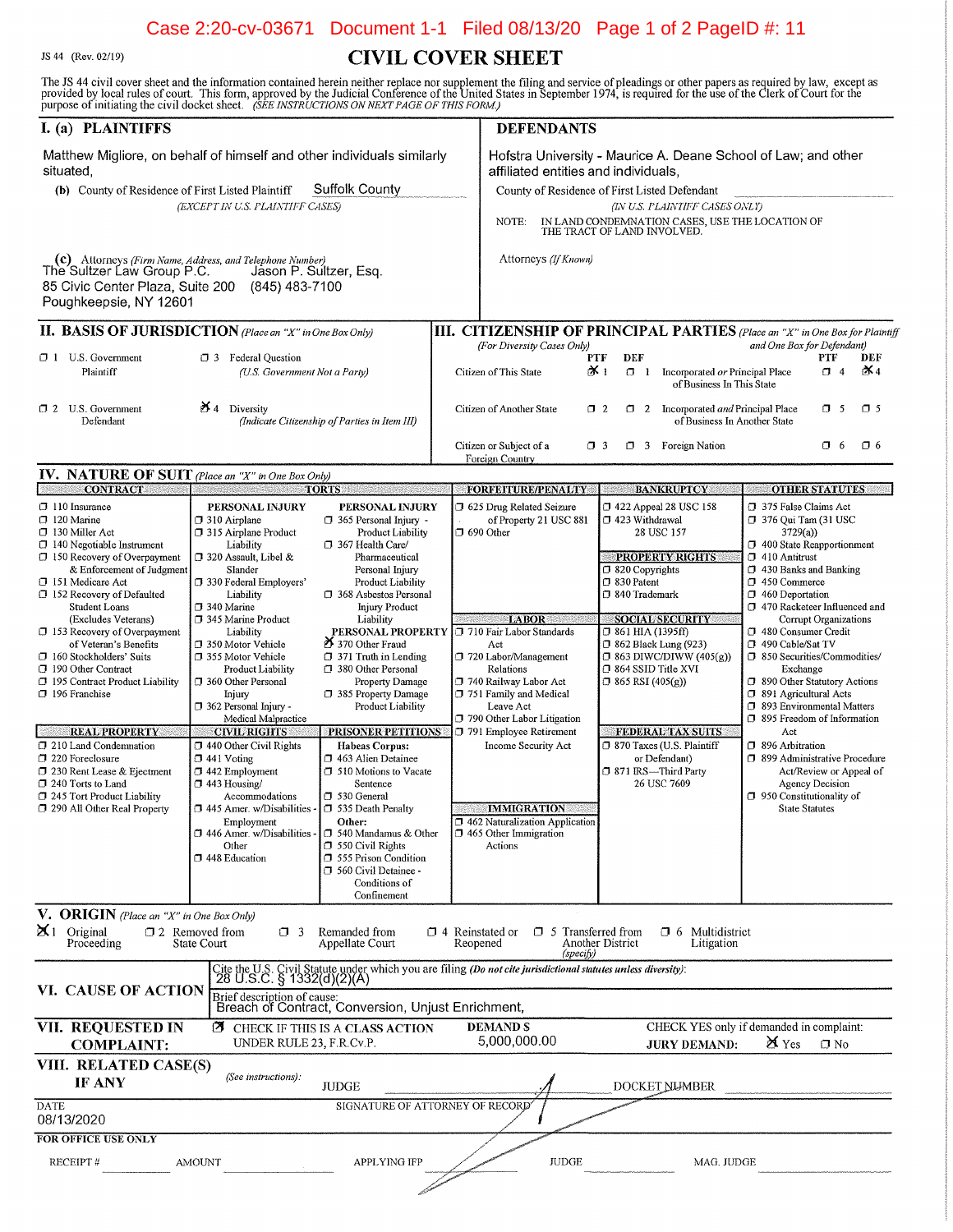JS 44 (Rev. 02/19)

# CIVIL COVER SHEET

The JS 44 civil cover sheet and the information contained herein neither replace nor supplement the filing and service of pleadings or other papers as required by law, except as provided by local rules of court. This form, approved by the Judicial Conference of the United States in September 1974, is required for the use of the Clerk of Court for the purpose of initiating the civil docket sheet. *(SEE INSTRUCTIONS ON NEXT PAGE OF THIS FORM.)*

## I. (a) PLAINTIFFS

Matthew Migliore, on behalf of himself and other individuals similarly situated,

**(b)** County of Residence of First Listed Plaintiff: Suffolk County
*(EXCEPT IN U.S. PLAINTIFF CASES)*

**(c)** Attorneys *(Firm Name, Address, and Telephone Number)*
The Sultzer Law Group P.C. Jason P. Sultzer, Esq.
85 Civic Center Plaza, Suite 200 (845) 483-7100
Poughkeepsie, NY 12601

## DEFENDANTS

Hofstra University - Maurice A. Deane School of Law; and other affiliated entities and individuals,

County of Residence of First Listed Defendant
*(IN U.S. PLAINTIFF CASES ONLY)*

NOTE: IN LAND CONDEMNATION CASES, USE THE LOCATION OF THE TRACT OF LAND INVOLVED.

Attorneys *(If Known)*

## II. BASIS OF JURISDICTION *(Place an "X" in One Box Only)*

- ☐ 1 U.S. Government Plaintiff
- ☐ 3 Federal Question *(U.S. Government Not a Party)*
- ☐ 2 U.S. Government Defendant
- ☒ 4 Diversity *(Indicate Citizenship of Parties in Item III)*

## III. CITIZENSHIP OF PRINCIPAL PARTIES *(Place an "X" in One Box for Plaintiff and One Box for Defendant)* *(For Diversity Cases Only)*

| | PTF | DEF | | PTF | DEF |
|---|---|---|---|---|---|
| Citizen of This State | ☒ 1 | ☐ 1 | Incorporated *or* Principal Place of Business In This State | ☐ 4 | ☒ 4 |
| Citizen of Another State | ☐ 2 | ☐ 2 | Incorporated *and* Principal Place of Business In Another State | ☐ 5 | ☐ 5 |
| Citizen or Subject of a Foreign Country | ☐ 3 | ☐ 3 | Foreign Nation | ☐ 6 | ☐ 6 |

## IV. NATURE OF SUIT *(Place an "X" in One Box Only)*

**CONTRACT**
- ☐ 110 Insurance
- ☐ 120 Marine
- ☐ 130 Miller Act
- ☐ 140 Negotiable Instrument
- ☐ 150 Recovery of Overpayment & Enforcement of Judgment
- ☐ 151 Medicare Act
- ☐ 152 Recovery of Defaulted Student Loans (Excludes Veterans)
- ☐ 153 Recovery of Overpayment of Veteran's Benefits
- ☐ 160 Stockholders' Suits
- ☐ 190 Other Contract
- ☐ 195 Contract Product Liability
- ☐ 196 Franchise

**REAL PROPERTY**
- ☐ 210 Land Condemnation
- ☐ 220 Foreclosure
- ☐ 230 Rent Lease & Ejectment
- ☐ 240 Torts to Land
- ☐ 245 Tort Product Liability
- ☐ 290 All Other Real Property

**TORTS**

PERSONAL INJURY
- ☐ 310 Airplane
- ☐ 315 Airplane Product Liability
- ☐ 320 Assault, Libel & Slander
- ☐ 330 Federal Employers' Liability
- ☐ 340 Marine
- ☐ 345 Marine Product Liability
- ☐ 350 Motor Vehicle
- ☐ 355 Motor Vehicle Product Liability
- ☐ 360 Other Personal Injury
- ☐ 362 Personal Injury - Medical Malpractice

PERSONAL INJURY
- ☐ 365 Personal Injury - Product Liability
- ☐ 367 Health Care/ Pharmaceutical Personal Injury Product Liability
- ☐ 368 Asbestos Personal Injury Product Liability

PERSONAL PROPERTY
- ☒ 370 Other Fraud
- ☐ 371 Truth in Lending
- ☐ 380 Other Personal Property Damage
- ☐ 385 Property Damage Product Liability

**CIVIL RIGHTS**
- ☐ 440 Other Civil Rights
- ☐ 441 Voting
- ☐ 442 Employment
- ☐ 443 Housing/ Accommodations
- ☐ 445 Amer. w/Disabilities - Employment
- ☐ 446 Amer. w/Disabilities - Other
- ☐ 448 Education

**PRISONER PETITIONS**

Habeas Corpus:
- ☐ 463 Alien Detainee
- ☐ 510 Motions to Vacate Sentence
- ☐ 530 General
- ☐ 535 Death Penalty

Other:
- ☐ 540 Mandamus & Other
- ☐ 550 Civil Rights
- ☐ 555 Prison Condition
- ☐ 560 Civil Detainee - Conditions of Confinement

**FORFEITURE/PENALTY**
- ☐ 625 Drug Related Seizure of Property 21 USC 881
- ☐ 690 Other

**LABOR**
- ☐ 710 Fair Labor Standards Act
- ☐ 720 Labor/Management Relations
- ☐ 740 Railway Labor Act
- ☐ 751 Family and Medical Leave Act
- ☐ 790 Other Labor Litigation
- ☐ 791 Employee Retirement Income Security Act

**IMMIGRATION**
- ☐ 462 Naturalization Application
- ☐ 465 Other Immigration Actions

**BANKRUPTCY**
- ☐ 422 Appeal 28 USC 158
- ☐ 423 Withdrawal 28 USC 157

**PROPERTY RIGHTS**
- ☐ 820 Copyrights
- ☐ 830 Patent
- ☐ 840 Trademark

**SOCIAL SECURITY**
- ☐ 861 HIA (1395ff)
- ☐ 862 Black Lung (923)
- ☐ 863 DIWC/DIWW (405(g))
- ☐ 864 SSID Title XVI
- ☐ 865 RSI (405(g))

**FEDERAL TAX SUITS**
- ☐ 870 Taxes (U.S. Plaintiff or Defendant)
- ☐ 871 IRS—Third Party 26 USC 7609

**OTHER STATUTES**
- ☐ 375 False Claims Act
- ☐ 376 Qui Tam (31 USC 3729(a))
- ☐ 400 State Reapportionment
- ☐ 410 Antitrust
- ☐ 430 Banks and Banking
- ☐ 450 Commerce
- ☐ 460 Deportation
- ☐ 470 Racketeer Influenced and Corrupt Organizations
- ☐ 480 Consumer Credit
- ☐ 490 Cable/Sat TV
- ☐ 850 Securities/Commodities/ Exchange
- ☐ 890 Other Statutory Actions
- ☐ 891 Agricultural Acts
- ☐ 893 Environmental Matters
- ☐ 895 Freedom of Information Act
- ☐ 896 Arbitration
- ☐ 899 Administrative Procedure Act/Review or Appeal of Agency Decision
- ☐ 950 Constitutionality of State Statutes

## V. ORIGIN *(Place an "X" in One Box Only)*

- ☒ 1 Original Proceeding
- ☐ 2 Removed from State Court
- ☐ 3 Remanded from Appellate Court
- ☐ 4 Reinstated or Reopened
- ☐ 5 Transferred from Another District *(specify)*
- ☐ 6 Multidistrict Litigation

## VI. CAUSE OF ACTION

Cite the U.S. Civil Statute under which you are filing *(Do not cite jurisdictional statutes unless diversity)*:
28 U.S.C. § 1332(d)(2)(A)

Brief description of cause:
Breach of Contract, Conversion, Unjust Enrichment,

## VII. REQUESTED IN COMPLAINT:

☒ CHECK IF THIS IS A **CLASS ACTION** UNDER RULE 23, F.R.Cv.P.

**DEMAND $** 5,000,000.00

CHECK YES only if demanded in complaint:
**JURY DEMAND:** ☒ Yes ☐ No

## VIII. RELATED CASE(S) IF ANY

*(See instructions)*: JUDGE DOCKET NUMBER

DATE: 08/13/2020

SIGNATURE OF ATTORNEY OF RECORD

**FOR OFFICE USE ONLY**

RECEIPT # AMOUNT APPLYING IFP JUDGE MAG. JUDGE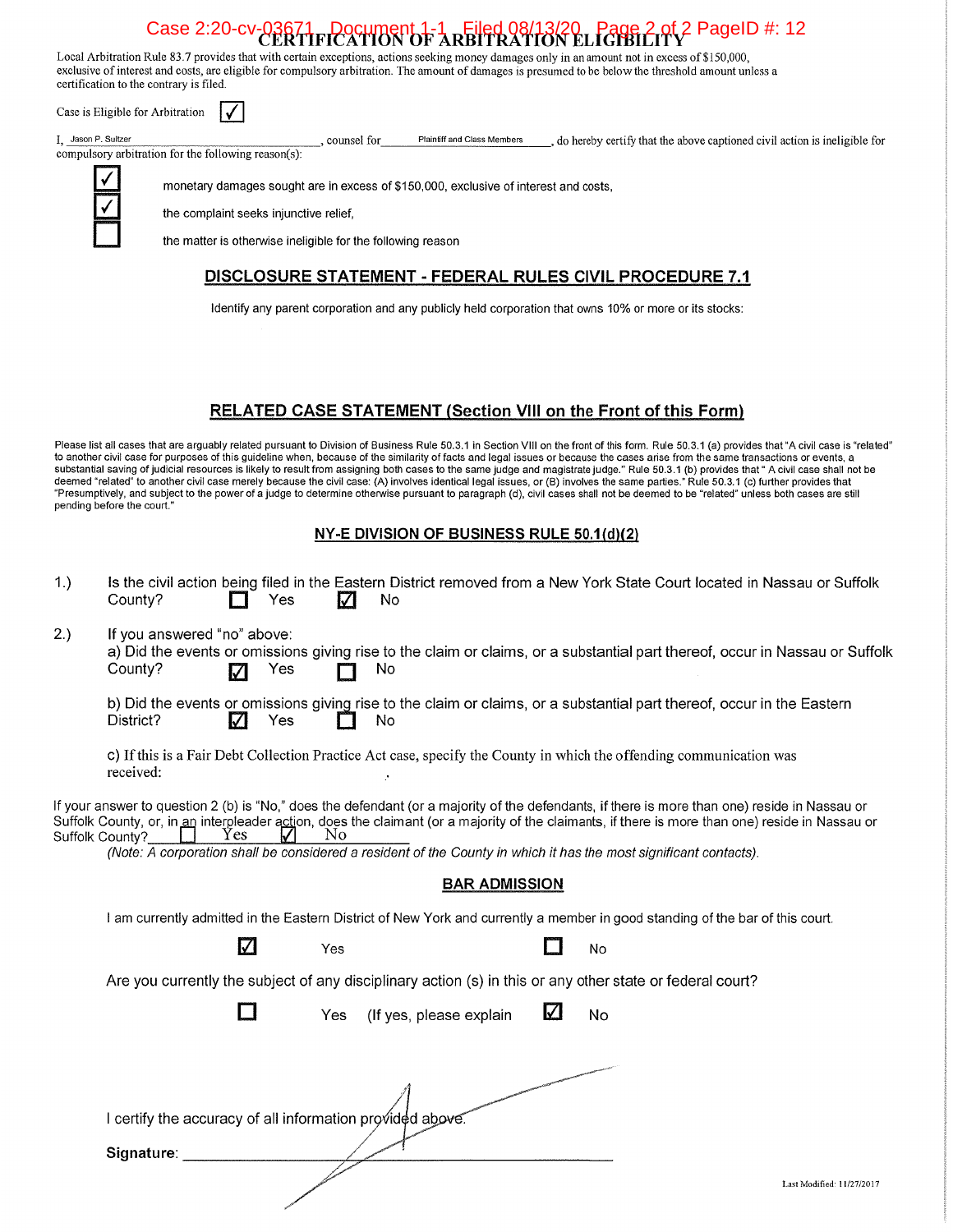# CERTIFICATION OF ARBITRATION ELIGIBILITY

Local Arbitration Rule 83.7 provides that with certain exceptions, actions seeking money damages only in an amount not in excess of $150,000, exclusive of interest and costs, are eligible for compulsory arbitration. The amount of damages is presumed to be below the threshold amount unless a certification to the contrary is filed.

Case is Eligible for Arbitration ☑

I, Jason P. Sultzer, counsel for Plaintiff and Class Members, do hereby certify that the above captioned civil action is ineligible for compulsory arbitration for the following reason(s):

- ☑ monetary damages sought are in excess of $150,000, exclusive of interest and costs,
- ☑ the complaint seeks injunctive relief,
- ☐ the matter is otherwise ineligible for the following reason

## DISCLOSURE STATEMENT - FEDERAL RULES CIVIL PROCEDURE 7.1

Identify any parent corporation and any publicly held corporation that owns 10% or more or its stocks:

## RELATED CASE STATEMENT (Section VIII on the Front of this Form)

Please list all cases that are arguably related pursuant to Division of Business Rule 50.3.1 in Section VIII on the front of this form. Rule 50.3.1 (a) provides that "A civil case is "related" to another civil case for purposes of this guideline when, because of the similarity of facts and legal issues or because the cases arise from the same transactions or events, a substantial saving of judicial resources is likely to result from assigning both cases to the same judge and magistrate judge." Rule 50.3.1 (b) provides that " A civil case shall not be deemed "related" to another civil case merely because the civil case: (A) involves identical legal issues, or (B) involves the same parties." Rule 50.3.1 (c) further provides that "Presumptively, and subject to the power of a judge to determine otherwise pursuant to paragraph (d), civil cases shall not be deemed to be "related" unless both cases are still pending before the court."

## NY-E DIVISION OF BUSINESS RULE 50.1(d)(2)

1.) Is the civil action being filed in the Eastern District removed from a New York State Court located in Nassau or Suffolk County? ☐ Yes ☑ No

2.) If you answered "no" above:

a) Did the events or omissions giving rise to the claim or claims, or a substantial part thereof, occur in Nassau or Suffolk County? ☑ Yes ☐ No

b) Did the events or omissions giving rise to the claim or claims, or a substantial part thereof, occur in the Eastern District? ☑ Yes ☐ No

c) If this is a Fair Debt Collection Practice Act case, specify the County in which the offending communication was received:

If your answer to question 2 (b) is "No," does the defendant (or a majority of the defendants, if there is more than one) reside in Nassau or Suffolk County, or, in an interpleader action, does the claimant (or a majority of the claimants, if there is more than one) reside in Nassau or Suffolk County? ☐ Yes ☑ No

*(Note: A corporation shall be considered a resident of the County in which it has the most significant contacts).*

## BAR ADMISSION

I am currently admitted in the Eastern District of New York and currently a member in good standing of the bar of this court.

☑ Yes ☐ No

Are you currently the subject of any disciplinary action (s) in this or any other state or federal court?

☐ Yes (If yes, please explain ☑ No

I certify the accuracy of all information provided above.

**Signature:** ____________________

Last Modified: 11/27/2017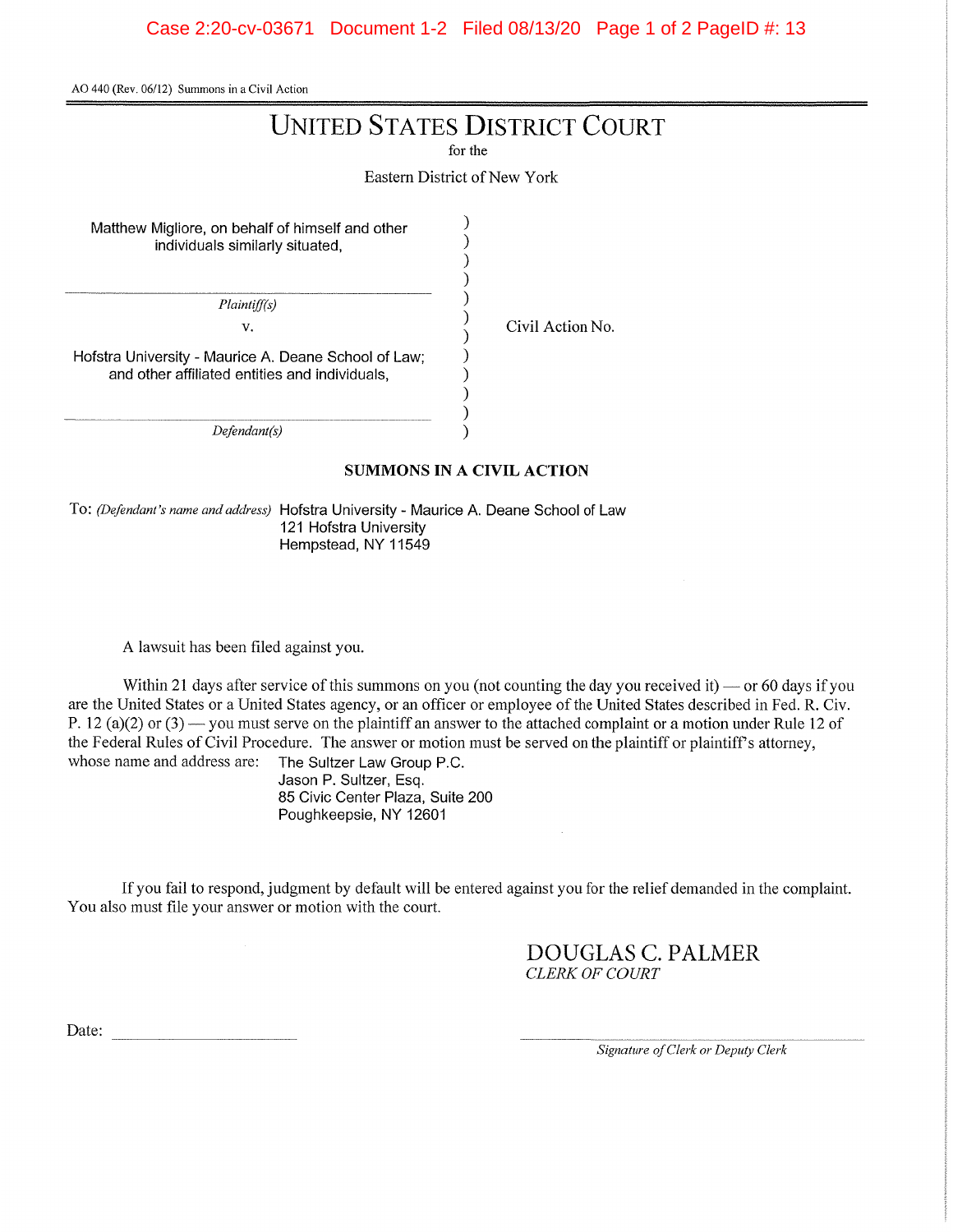AO 440 (Rev. 06/12) Summons in a Civil Action

# UNITED STATES DISTRICT COURT

for the

Eastern District of New York

Matthew Migliore, on behalf of himself and other individuals similarly situated,

*Plaintiff(s)*

v.

Hofstra University - Maurice A. Deane School of Law; and other affiliated entities and individuals,

*Defendant(s)*

Civil Action No.

## SUMMONS IN A CIVIL ACTION

To: *(Defendant's name and address)* Hofstra University - Maurice A. Deane School of Law
121 Hofstra University
Hempstead, NY 11549

A lawsuit has been filed against you.

Within 21 days after service of this summons on you (not counting the day you received it) — or 60 days if you are the United States or a United States agency, or an officer or employee of the United States described in Fed. R. Civ. P. 12 (a)(2) or (3) — you must serve on the plaintiff an answer to the attached complaint or a motion under Rule 12 of the Federal Rules of Civil Procedure. The answer or motion must be served on the plaintiff or plaintiff's attorney, whose name and address are: The Sultzer Law Group P.C.
Jason P. Sultzer, Esq.
85 Civic Center Plaza, Suite 200
Poughkeepsie, NY 12601

If you fail to respond, judgment by default will be entered against you for the relief demanded in the complaint. You also must file your answer or motion with the court.

DOUGLAS C. PALMER
*CLERK OF COURT*

Date: ____________________

____________________
*Signature of Clerk or Deputy Clerk*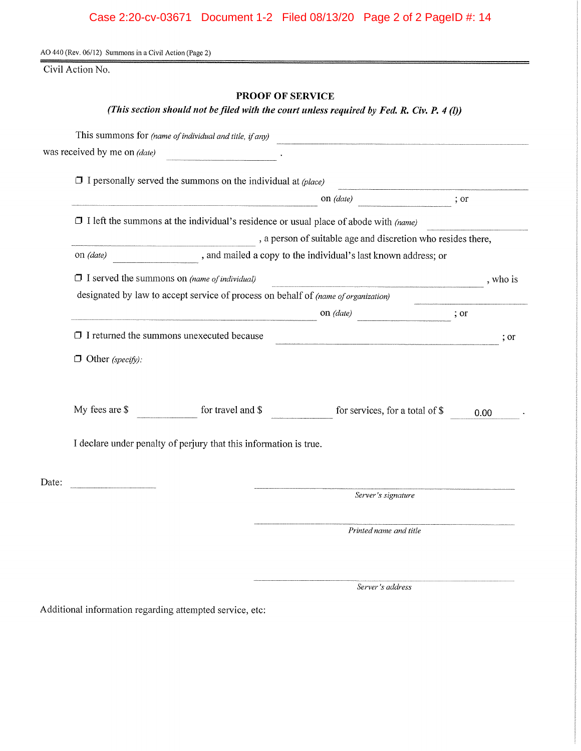AO 440 (Rev. 06/12) Summons in a Civil Action (Page 2)

Civil Action No.

## PROOF OF SERVICE

***(This section should not be filed with the court unless required by Fed. R. Civ. P. 4 (l))***

This summons for *(name of individual and title, if any)* ______________________________
was received by me on *(date)* ____________________ .

☐ I personally served the summons on the individual at *(place)* ______________________________
______________________________ on *(date)* ______________ ; or

☐ I left the summons at the individual's residence or usual place of abode with *(name)* ______________
______________________________ , a person of suitable age and discretion who resides there,
on *(date)* ______________ , and mailed a copy to the individual's last known address; or

☐ I served the summons on *(name of individual)* ______________________________ , who is
designated by law to accept service of process on behalf of *(name of organization)* ______________
______________________________ on *(date)* ______________ ; or

☐ I returned the summons unexecuted because ______________________________ ; or

☐ Other *(specify)*:

My fees are $ __________ for travel and $ __________ for services, for a total of $ 0.00 .

I declare under penalty of perjury that this information is true.

Date: ______________

______________________________
*Server's signature*

______________________________
*Printed name and title*

______________________________
*Server's address*

Additional information regarding attempted service, etc: